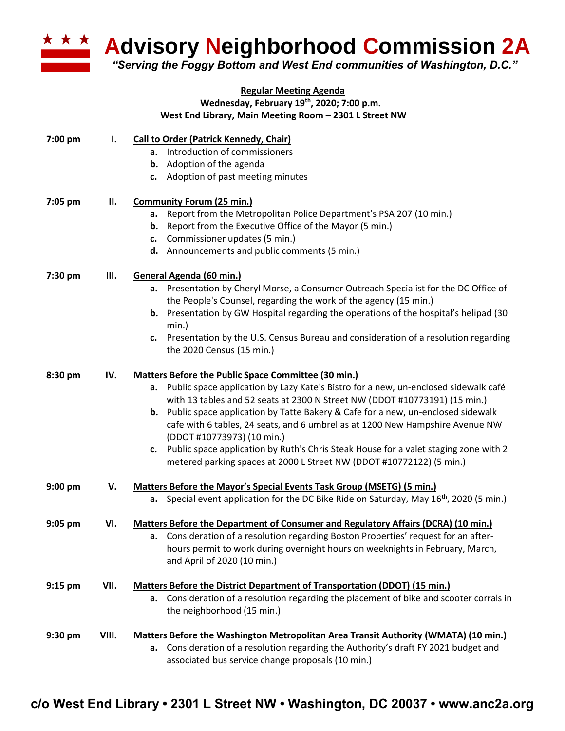# Advisory Neighborhood Commission 2A

*"Serving the Foggy Bottom and West End communities of Washington, D.C."*

**Regular Meeting Agenda**
**Wednesday, February 19th, 2020; 7:00 p.m.**
**West End Library, Main Meeting Room – 2301 L Street NW**

**7:00 pm — I. Call to Order (Patrick Kennedy, Chair)**

- **a.** Introduction of commissioners
- **b.** Adoption of the agenda
- **c.** Adoption of past meeting minutes

**7:05 pm — II. Community Forum (25 min.)**

- **a.** Report from the Metropolitan Police Department's PSA 207 (10 min.)
- **b.** Report from the Executive Office of the Mayor (5 min.)
- **c.** Commissioner updates (5 min.)
- **d.** Announcements and public comments (5 min.)

**7:30 pm — III. General Agenda (60 min.)**

- **a.** Presentation by Cheryl Morse, a Consumer Outreach Specialist for the DC Office of the People's Counsel, regarding the work of the agency (15 min.)
- **b.** Presentation by GW Hospital regarding the operations of the hospital's helipad (30 min.)
- **c.** Presentation by the U.S. Census Bureau and consideration of a resolution regarding the 2020 Census (15 min.)

**8:30 pm — IV. Matters Before the Public Space Committee (30 min.)**

- **a.** Public space application by Lazy Kate's Bistro for a new, un-enclosed sidewalk café with 13 tables and 52 seats at 2300 N Street NW (DDOT #10773191) (15 min.)
- **b.** Public space application by Tatte Bakery & Cafe for a new, un-enclosed sidewalk cafe with 6 tables, 24 seats, and 6 umbrellas at 1200 New Hampshire Avenue NW (DDOT #10773973) (10 min.)
- **c.** Public space application by Ruth's Chris Steak House for a valet staging zone with 2 metered parking spaces at 2000 L Street NW (DDOT #10772122) (5 min.)

**9:00 pm — V. Matters Before the Mayor's Special Events Task Group (MSETG) (5 min.)**

- **a.** Special event application for the DC Bike Ride on Saturday, May 16th, 2020 (5 min.)

**9:05 pm — VI. Matters Before the Department of Consumer and Regulatory Affairs (DCRA) (10 min.)**

- **a.** Consideration of a resolution regarding Boston Properties' request for an after-hours permit to work during overnight hours on weeknights in February, March, and April of 2020 (10 min.)

**9:15 pm — VII. Matters Before the District Department of Transportation (DDOT) (15 min.)**

- **a.** Consideration of a resolution regarding the placement of bike and scooter corrals in the neighborhood (15 min.)

**9:30 pm — VIII. Matters Before the Washington Metropolitan Area Transit Authority (WMATA) (10 min.)**

- **a.** Consideration of a resolution regarding the Authority's draft FY 2021 budget and associated bus service change proposals (10 min.)

c/o West End Library • 2301 L Street NW • Washington, DC 20037 • www.anc2a.org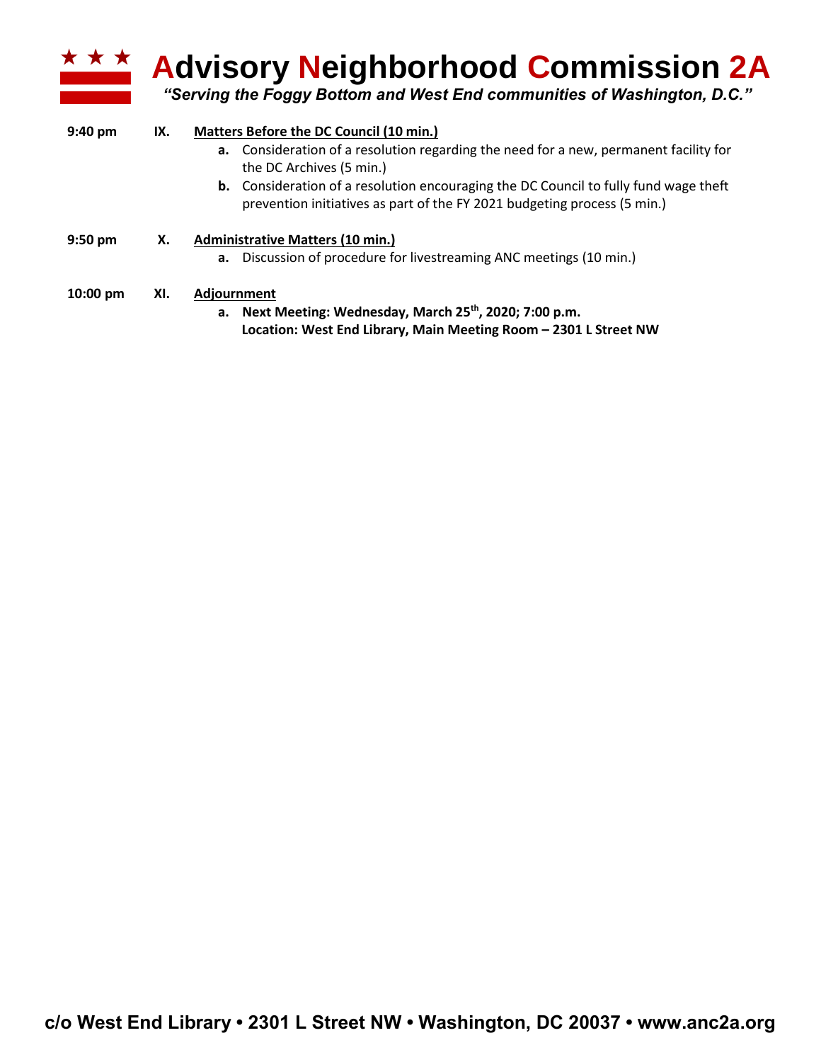**9:40 pm** **IX.** **Matters Before the DC Council (10 min.)**

- **a.** Consideration of a resolution regarding the need for a new, permanent facility for the DC Archives (5 min.)
- **b.** Consideration of a resolution encouraging the DC Council to fully fund wage theft prevention initiatives as part of the FY 2021 budgeting process (5 min.)

**9:50 pm** **X.** **Administrative Matters (10 min.)**

- **a.** Discussion of procedure for livestreaming ANC meetings (10 min.)

**10:00 pm** **XI.** **Adjournment**

- **a.** **Next Meeting: Wednesday, March 25th, 2020; 7:00 p.m.**
  **Location: West End Library, Main Meeting Room – 2301 L Street NW**